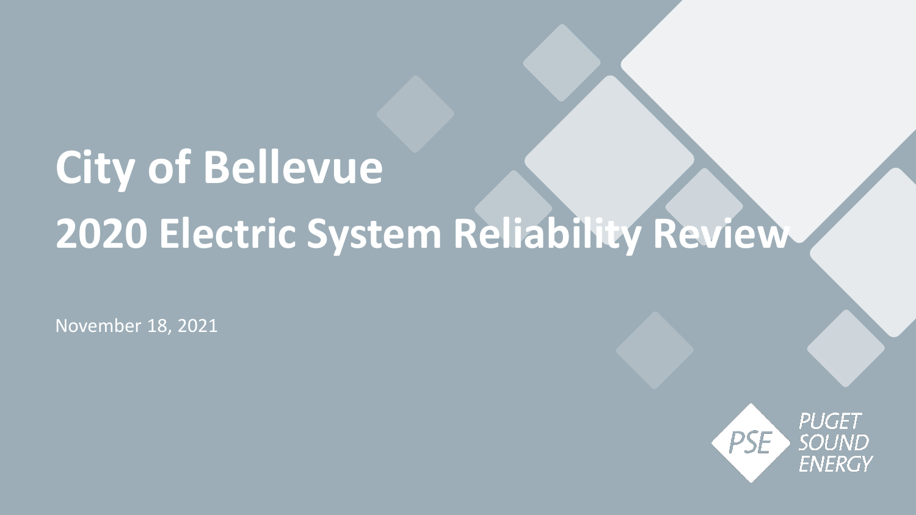# City of Bellevue

# 2020 Electric System Reliability Review

November 18, 2021

PUGET SOUND ENERGY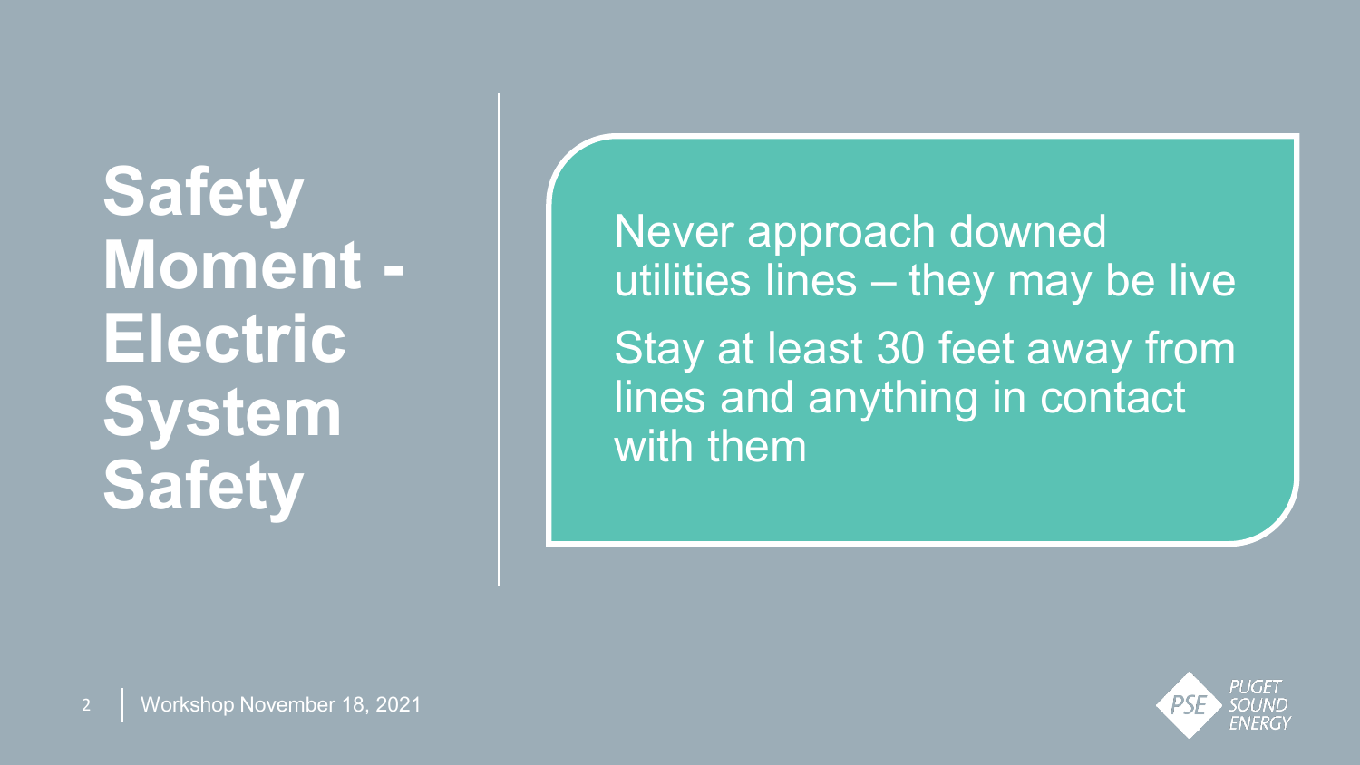# Safety Moment - Electric System Safety

Never approach downed utilities lines – they may be live

Stay at least 30 feet away from lines and anything in contact with them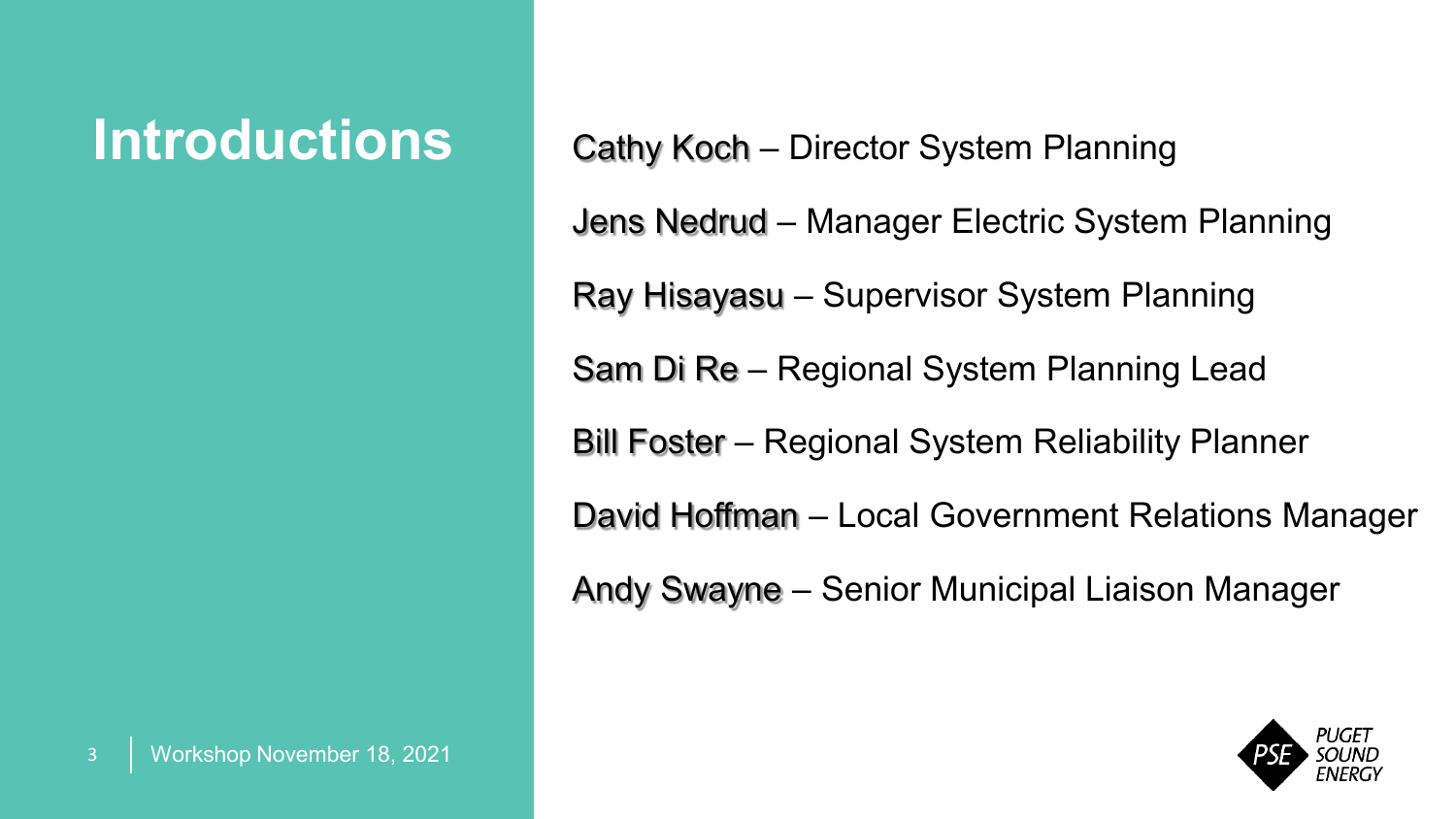# Introductions

Cathy Koch – Director System Planning

Jens Nedrud – Manager Electric System Planning

Ray Hisayasu – Supervisor System Planning

Sam Di Re – Regional System Planning Lead

Bill Foster – Regional System Reliability Planner

David Hoffman – Local Government Relations Manager

Andy Swayne – Senior Municipal Liaison Manager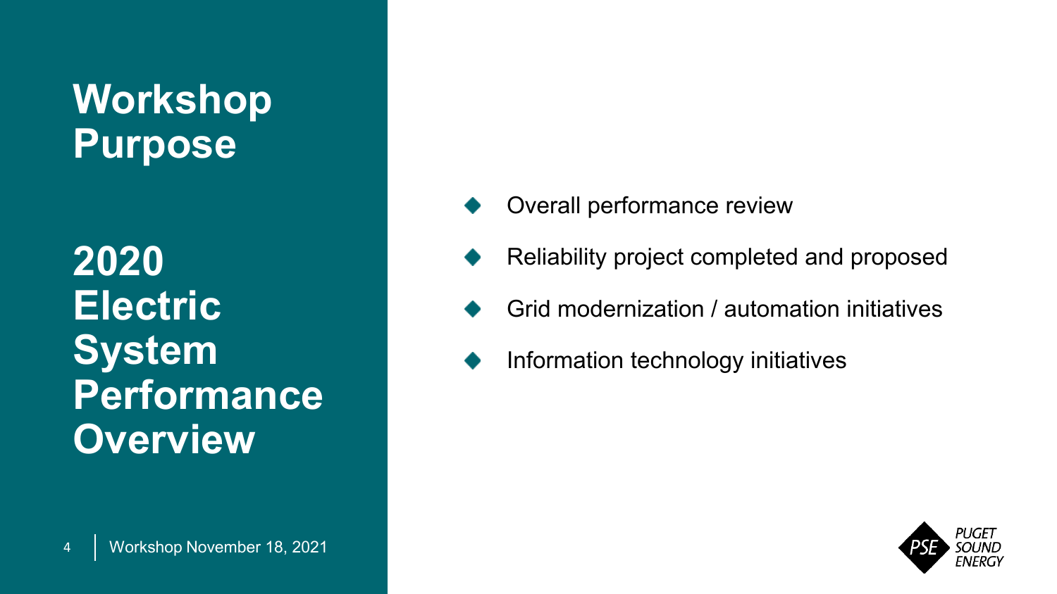# Workshop Purpose

## 2020 Electric System Performance Overview

- Overall performance review
- Reliability project completed and proposed
- Grid modernization / automation initiatives
- Information technology initiatives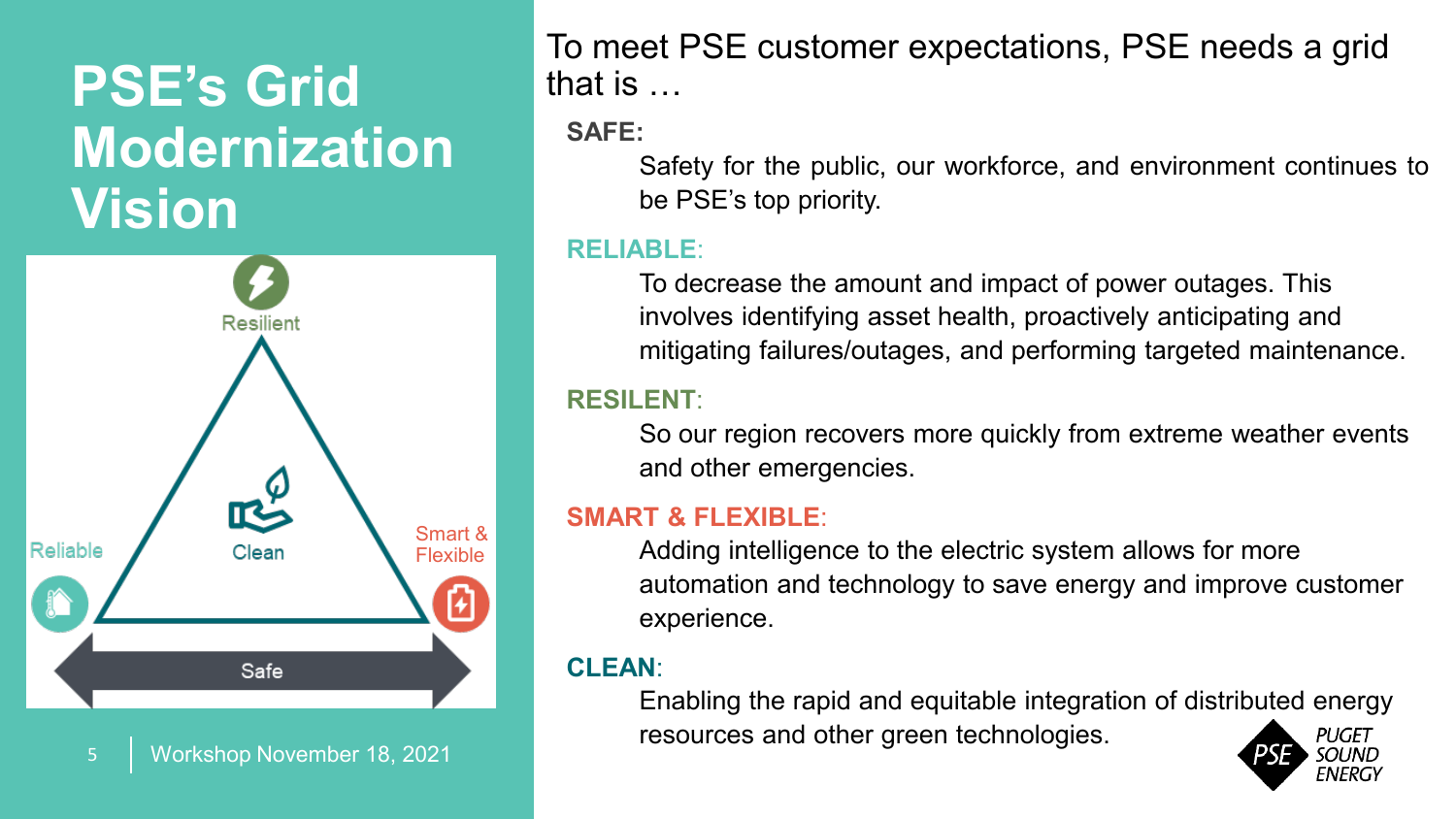# PSE's Grid Modernization Vision

Resilient

Reliable

Clean

Smart & Flexible

Safe

To meet PSE customer expectations, PSE needs a grid that is …

**SAFE:**

Safety for the public, our workforce, and environment continues to be PSE's top priority.

**RELIABLE:**

To decrease the amount and impact of power outages. This involves identifying asset health, proactively anticipating and mitigating failures/outages, and performing targeted maintenance.

**RESILENT:**

So our region recovers more quickly from extreme weather events and other emergencies.

**SMART & FLEXIBLE:**

Adding intelligence to the electric system allows for more automation and technology to save energy and improve customer experience.

**CLEAN:**

Enabling the rapid and equitable integration of distributed energy resources and other green technologies.

Workshop November 18, 2021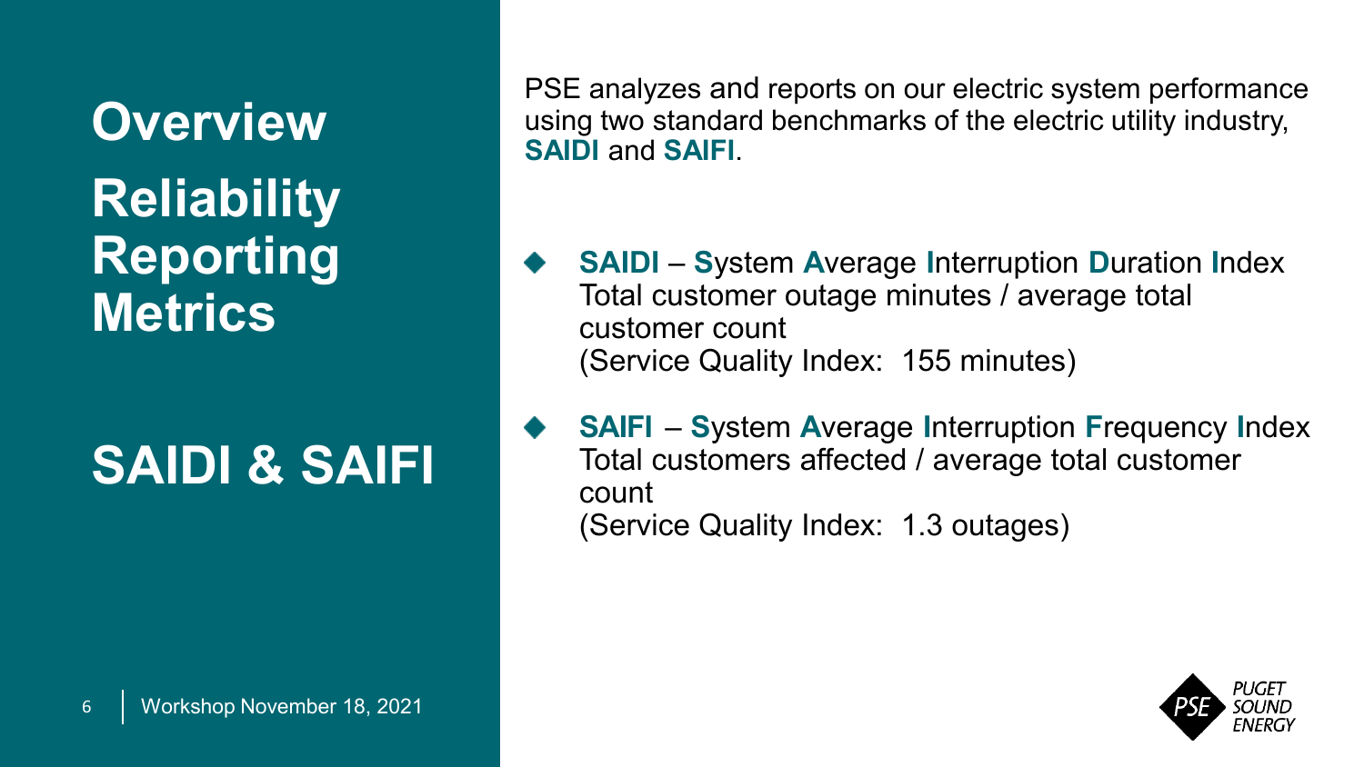# Overview

## Reliability Reporting Metrics

## SAIDI & SAIFI

PSE analyzes and reports on our electric system performance using two standard benchmarks of the electric utility industry, **SAIDI** and **SAIFI**.

- **SAIDI** – **S**ystem **A**verage **I**nterruption **D**uration **I**ndex
  Total customer outage minutes / average total customer count
  (Service Quality Index: 155 minutes)

- **SAIFI** – **S**ystem **A**verage **I**nterruption **F**requency **I**ndex
  Total customers affected / average total customer count
  (Service Quality Index: 1.3 outages)

Workshop November 18, 2021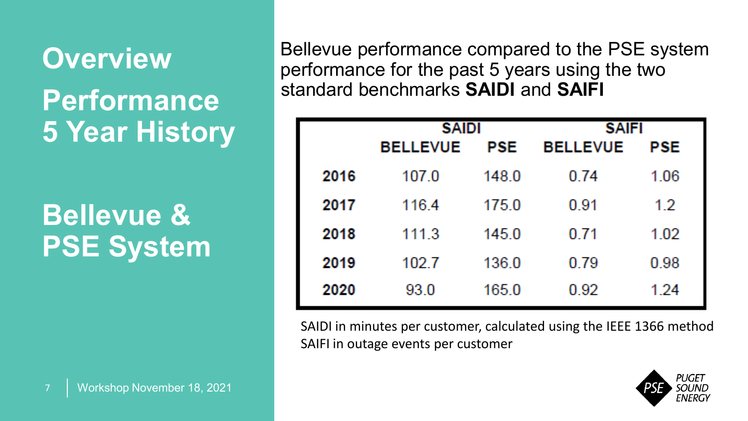# Overview

## Performance 5 Year History

## Bellevue & PSE System

Bellevue performance compared to the PSE system performance for the past 5 years using the two standard benchmarks **SAIDI** and **SAIFI**

| | SAIDI | | SAIFI | |
|---|---|---|---|---|
| | BELLEVUE | PSE | BELLEVUE | PSE |
| 2016 | 107.0 | 148.0 | 0.74 | 1.06 |
| 2017 | 116.4 | 175.0 | 0.91 | 1.2 |
| 2018 | 111.3 | 145.0 | 0.71 | 1.02 |
| 2019 | 102.7 | 136.0 | 0.79 | 0.98 |
| 2020 | 93.0 | 165.0 | 0.92 | 1.24 |

SAIDI in minutes per customer, calculated using the IEEE 1366 method
SAIFI in outage events per customer

Workshop November 18, 2021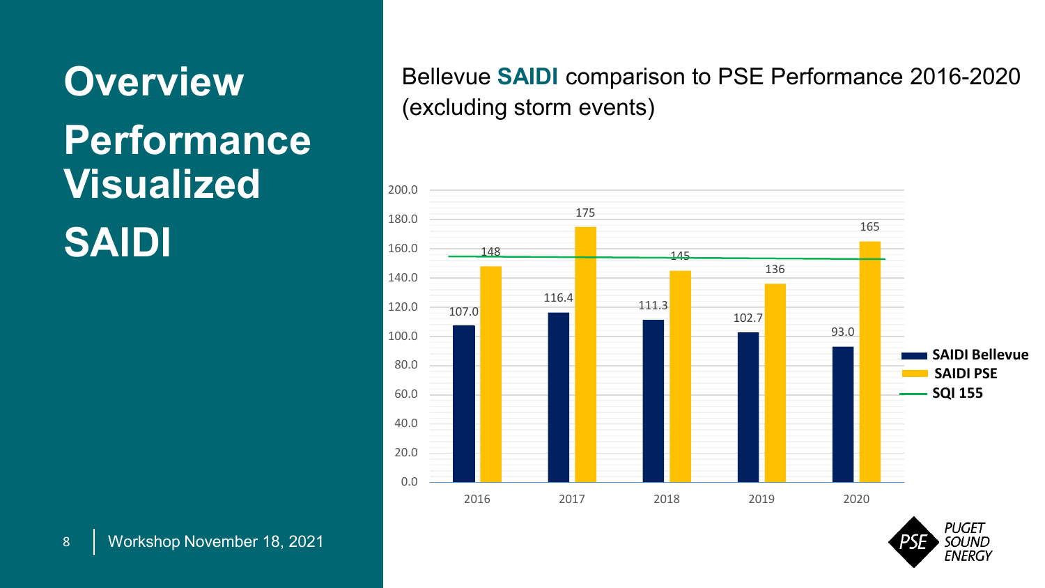# Overview

## Performance Visualized

## SAIDI

Bellevue **SAIDI** comparison to PSE Performance 2016-2020 (excluding storm events)

| Year | SAIDI Bellevue | SAIDI PSE | SQI 155 |
| --- | --- | --- | --- |
| 2016 | 107.0 | 148 | 155 |
| 2017 | 116.4 | 175 | 155 |
| 2018 | 111.3 | 145 | 155 |
| 2019 | 102.7 | 136 | 155 |
| 2020 | 93.0 | 165 | 155 |

Workshop November 18, 2021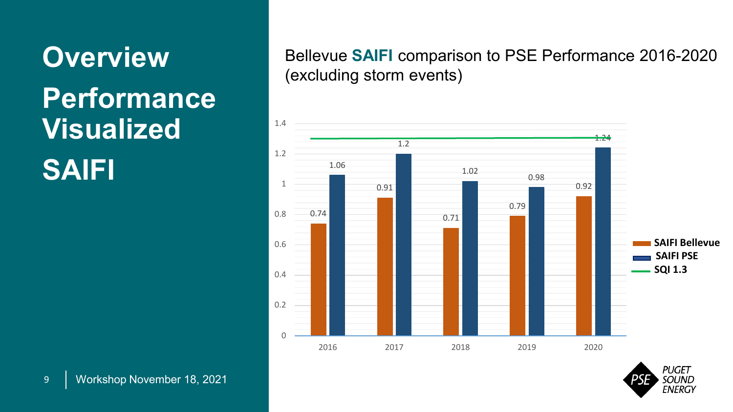# Overview

## Performance Visualized

## SAIFI

Bellevue **SAIFI** comparison to PSE Performance 2016-2020 (excluding storm events)

| Year | SAIFI Bellevue | SAIFI PSE | SQI 1.3 |
|---|---|---|---|
| 2016 | 0.74 | 1.06 | 1.3 |
| 2017 | 0.91 | 1.2 | 1.3 |
| 2018 | 0.71 | 1.02 | 1.3 |
| 2019 | 0.79 | 0.98 | 1.3 |
| 2020 | 0.92 | 1.24 | 1.3 |

Workshop November 18, 2021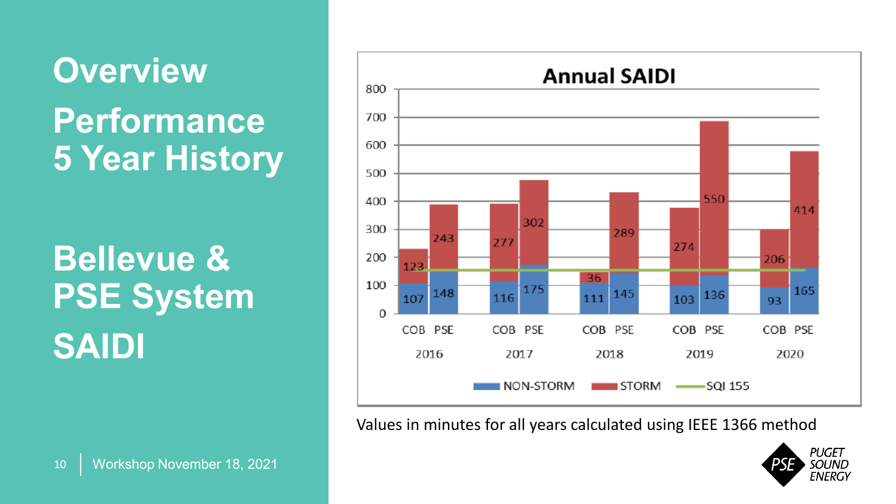# Overview

## Performance 5 Year History

## Bellevue & PSE System SAIDI

**Annual SAIDI**

| Year | | NON-STORM | STORM |
|---|---|---|---|
| 2016 | COB | 107 | 123 |
| 2016 | PSE | 148 | 243 |
| 2017 | COB | 116 | 277 |
| 2017 | PSE | 175 | 302 |
| 2018 | COB | 111 | 36 |
| 2018 | PSE | 145 | 289 |
| 2019 | COB | 103 | 274 |
| 2019 | PSE | 136 | 550 |
| 2020 | COB | 93 | 206 |
| 2020 | PSE | 165 | 414 |

SQI 155

Values in minutes for all years calculated using IEEE 1366 method

Workshop November 18, 2021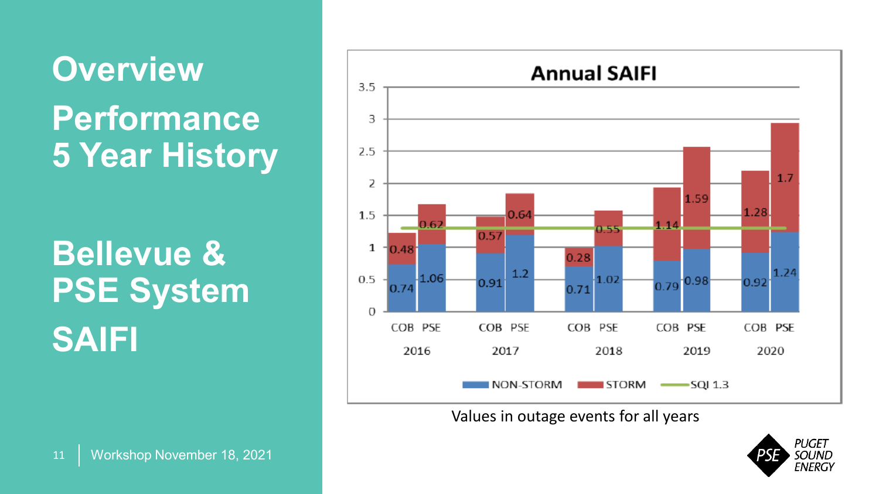# Overview

## Performance 5 Year History

## Bellevue & PSE System SAIFI

**Annual SAIFI**

| Year | Entity | NON-STORM | STORM |
|---|---|---|---|
| 2016 | COB | 0.74 | 0.48 |
| 2016 | PSE | 1.06 | 0.62 |
| 2017 | COB | 0.91 | 0.57 |
| 2017 | PSE | 1.2 | 0.64 |
| 2018 | COB | 0.71 | 0.28 |
| 2018 | PSE | 1.02 | 0.55 |
| 2019 | COB | 0.79 | 1.14 |
| 2019 | PSE | 0.98 | 1.59 |
| 2020 | COB | 0.92 | 1.28 |
| 2020 | PSE | 1.24 | 1.7 |

SQI 1.3

Values in outage events for all years

Workshop November 18, 2021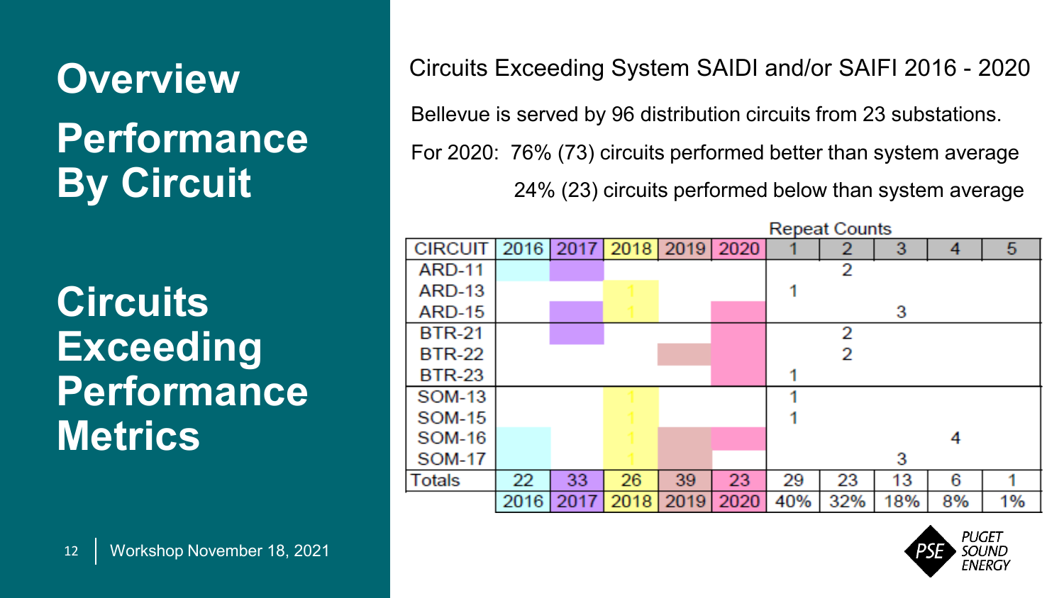# Overview

## Performance By Circuit

## Circuits Exceeding Performance Metrics

Circuits Exceeding System SAIDI and/or SAIFI 2016 - 2020

Bellevue is served by 96 distribution circuits from 23 substations.

For 2020: 76% (73) circuits performed better than system average

24% (23) circuits performed below than system average

| | | | | | | Repeat Counts | | | | |
|---|---|---|---|---|---|---|---|---|---|---|
| CIRCUIT | 2016 | 2017 | 2018 | 2019 | 2020 | 1 | 2 | 3 | 4 | 5 |
| ARD-11 | X | X | | | | | 2 | | | |
| ARD-13 | | | 1 | | | 1 | | | | |
| ARD-15 | | X | 1 | | X | | | 3 | | |
| BTR-21 | | X | | | X | | 2 | | | |
| BTR-22 | | | | X | X | | 2 | | | |
| BTR-23 | | | | | X | 1 | | | | |
| SOM-13 | | | 1 | | | 1 | | | | |
| SOM-15 | | | 1 | | | 1 | | | | |
| SOM-16 | X | | 1 | X | X | | | | 4 | |
| SOM-17 | X | | 1 | X | | | | 3 | | |
| Totals | 22 | 33 | 26 | 39 | 23 | 29 | 23 | 13 | 6 | 1 |
| | 2016 | 2017 | 2018 | 2019 | 2020 | 40% | 32% | 18% | 8% | 1% |

Workshop November 18, 2021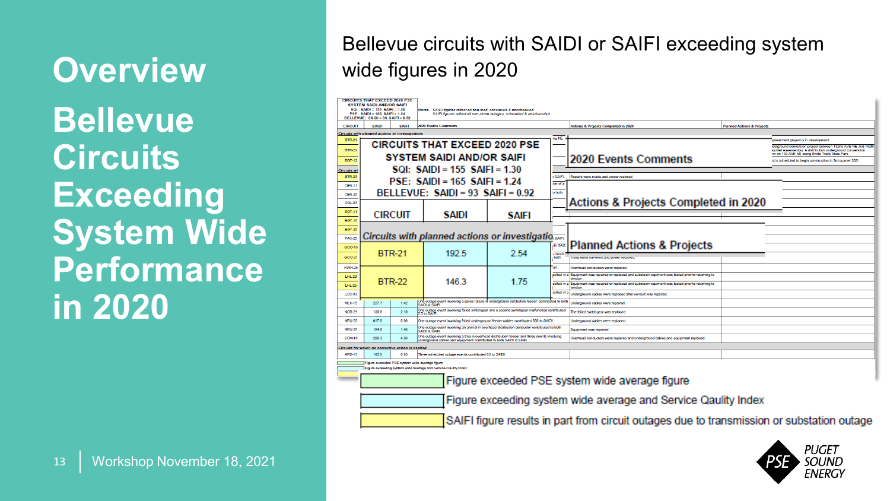# Overview

## Bellevue Circuits Exceeding System Wide Performance in 2020

Bellevue circuits with SAIDI or SAIFI exceeding system wide figures in 2020

**CIRCUITS THAT EXCEED 2020 PSE SYSTEM SAIDI AND/OR SAIFI**
SQI: SAIDI = 155 SAIFI = 1.30
PSE: SAIDI = 165 SAIFI = 1.24
BELLEVUE: SAIDI = 93 SAIFI = 0.92

Notes: SAIDI figures reflect all non-med, scheduled & unscheduled
SAIFI figures reflect all non-storm outages, scheduled & unscheduled

| CIRCUIT | SAIDI | SAIFI | 2020 Events Comments | Actions & Projects Completed in 2020 | Planned Actions & Projects |
|---|---|---|---|---|---|
| *Circuits with planned actions or investigations* | | | | | |
| BTR-21 | 192.5 | 2.54 | | | |
| BTR-22 | 146.3 | 1.75 | | | |
| MLK-15 | 227.7 | 1.42 | One outage event involving a splice failure in underground distribution feeder contributed to both SAIDI & SAIFI. | Underground cables were repaired. | |
| NOB-24 | 130.6 | 2.10 | One outage event involving failed switchgear and a second switchgear malfunction contributed 2.0 to SAIFI. | The failed switchgear was replaced. | |
| NRU-23 | 617.8 | 0.86 | One outage event involving failed underground feeder cables contributed 608 to SAIDI. | Underground cables were replaced. | |
| NRU-27 | 194.9 | 1.46 | One outage event involving an animal in overhead distribution conductor contributed to both SAIDI & SAIFI. | Equipment was repaired. | |
| SOM-16 | 208.3 | 4.86 | One outage event involving a tree in overhead distribution feeder and three events involving underground cables and equipment contributed to both SAIDI & SAIFI. | Overhead conductors were repaired and underground cables and equipment replaced. | |
| *Circuits for which no corrective action is needed* | | | | | |
| ARD-15 | 162.8 | 0.83 | Three scheduled outage events contributed 85 to SAIDI. | | |

- Figure exceeded PSE system wide average figure
- Figure exceeding system wide average and Service Qaulity Index
- SAIFI figure results in part from circuit outages due to transmission or substation outage

Workshop November 18, 2021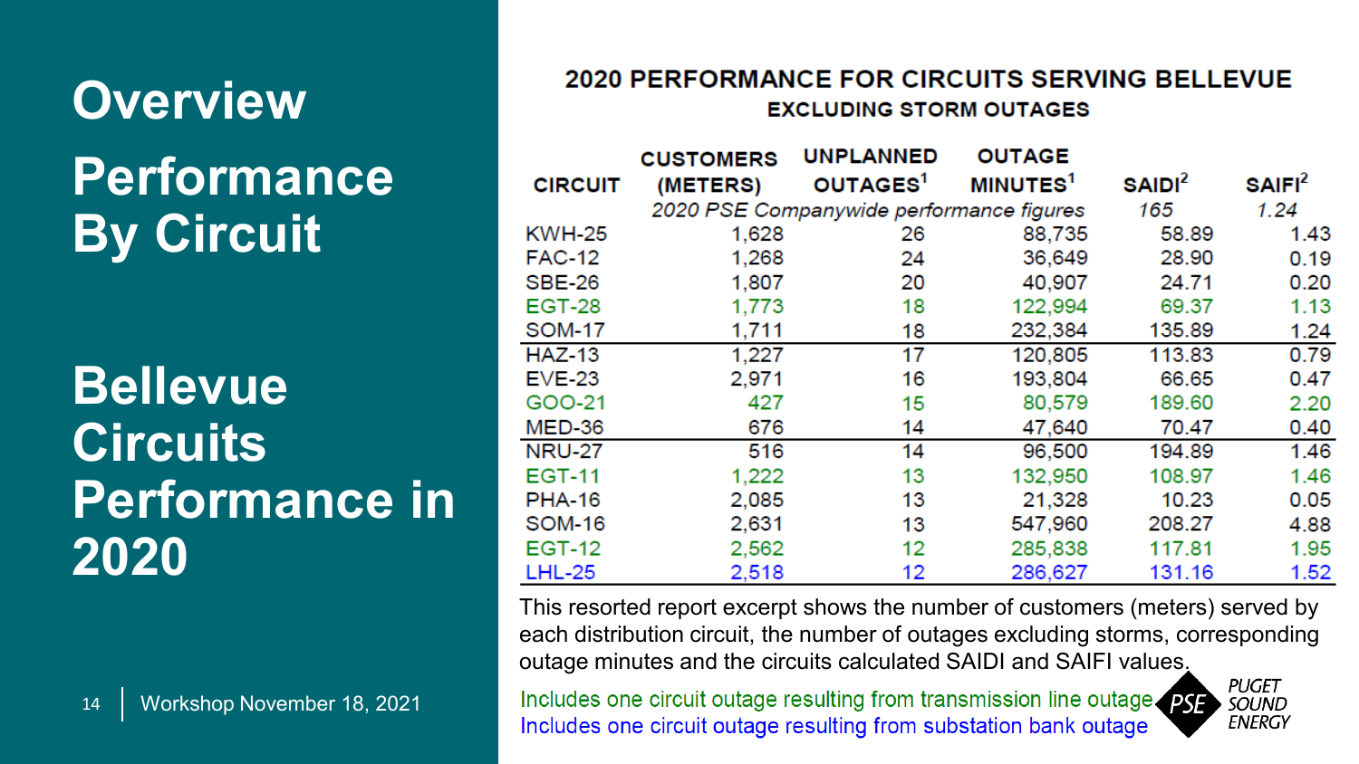# Overview

## Performance By Circuit

## Bellevue Circuits Performance in 2020

### 2020 PERFORMANCE FOR CIRCUITS SERVING BELLEVUE

**EXCLUDING STORM OUTAGES**

| CIRCUIT | CUSTOMERS (METERS) | UNPLANNED OUTAGES[1] | OUTAGE MINUTES[1] | SAIDI[2] | SAIFI[2] |
|---|---|---|---|---|---|
| | *2020 PSE Companywide performance figures* | | | *165* | *1.24* |
| KWH-25 | 1,628 | 26 | 88,735 | 58.89 | 1.43 |
| FAC-12 | 1,268 | 24 | 36,649 | 28.90 | 0.19 |
| SBE-26 | 1,807 | 20 | 40,907 | 24.71 | 0.20 |
| EGT-28 | 1,773 | 18 | 122,994 | 69.37 | 1.13 |
| SOM-17 | 1,711 | 18 | 232,384 | 135.89 | 1.24 |
| HAZ-13 | 1,227 | 17 | 120,805 | 113.83 | 0.79 |
| EVE-23 | 2,971 | 16 | 193,804 | 66.65 | 0.47 |
| GOO-21 | 427 | 15 | 80,579 | 189.60 | 2.20 |
| MED-36 | 676 | 14 | 47,640 | 70.47 | 0.40 |
| NRU-27 | 516 | 14 | 96,500 | 194.89 | 1.46 |
| EGT-11 | 1,222 | 13 | 132,950 | 108.97 | 1.46 |
| PHA-16 | 2,085 | 13 | 21,328 | 10.23 | 0.05 |
| SOM-16 | 2,631 | 13 | 547,960 | 208.27 | 4.88 |
| EGT-12 | 2,562 | 12 | 285,838 | 117.81 | 1.95 |
| LHL-25 | 2,518 | 12 | 286,627 | 131.16 | 1.52 |

This resorted report excerpt shows the number of customers (meters) served by each distribution circuit, the number of outages excluding storms, corresponding outage minutes and the circuits calculated SAIDI and SAIFI values.

Includes one circuit outage resulting from transmission line outage (EGT-28, GOO-21, EGT-11, EGT-12)

Includes one circuit outage resulting from substation bank outage (LHL-25)

Workshop November 18, 2021

PSE PUGET SOUND ENERGY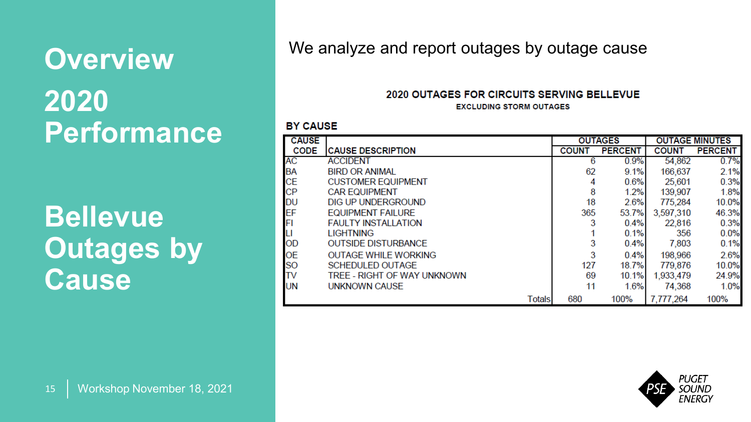# Overview 2020 Performance

# Bellevue Outages by Cause

We analyze and report outages by outage cause

**2020 OUTAGES FOR CIRCUITS SERVING BELLEVUE**

**EXCLUDING STORM OUTAGES**

**BY CAUSE**

| CAUSE | | OUTAGES | | OUTAGE MINUTES | |
|---|---|---|---|---|---|
| CODE | CAUSE DESCRIPTION | COUNT | PERCENT | COUNT | PERCENT |
| AC | ACCIDENT | 6 | 0.9% | 54,862 | 0.7% |
| BA | BIRD OR ANIMAL | 62 | 9.1% | 166,637 | 2.1% |
| CE | CUSTOMER EQUIPMENT | 4 | 0.6% | 25,601 | 0.3% |
| CP | CAR EQUIPMENT | 8 | 1.2% | 139,907 | 1.8% |
| DU | DIG UP UNDERGROUND | 18 | 2.6% | 775,284 | 10.0% |
| EF | EQUIPMENT FAILURE | 365 | 53.7% | 3,597,310 | 46.3% |
| FI | FAULTY INSTALLATION | 3 | 0.4% | 22,816 | 0.3% |
| LI | LIGHTNING | 1 | 0.1% | 356 | 0.0% |
| OD | OUTSIDE DISTURBANCE | 3 | 0.4% | 7,803 | 0.1% |
| OE | OUTAGE WHILE WORKING | 3 | 0.4% | 198,966 | 2.6% |
| SO | SCHEDULED OUTAGE | 127 | 18.7% | 779,876 | 10.0% |
| TV | TREE - RIGHT OF WAY UNKNOWN | 69 | 10.1% | 1,933,479 | 24.9% |
| UN | UNKNOWN CAUSE | 11 | 1.6% | 74,368 | 1.0% |
| | Totals | 680 | 100% | 7,777,264 | 100% |

Workshop November 18, 2021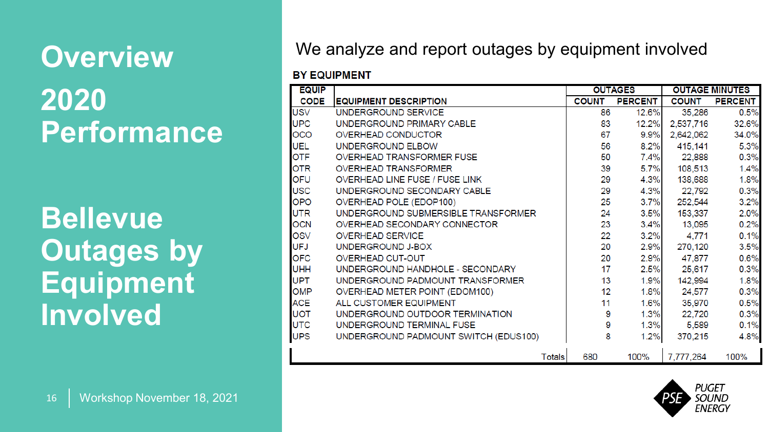# Overview

## 2020 Performance

## Bellevue Outages by Equipment Involved

We analyze and report outages by equipment involved

**BY EQUIPMENT**

| EQUIP CODE | EQUIPMENT DESCRIPTION | OUTAGES | | OUTAGE MINUTES | |
|---|---|---|---|---|---|
| | | COUNT | PERCENT | COUNT | PERCENT |
| USV | UNDERGROUND SERVICE | 86 | 12.6% | 35,286 | 0.5% |
| UPC | UNDERGROUND PRIMARY CABLE | 83 | 12.2% | 2,537,716 | 32.6% |
| OCO | OVERHEAD CONDUCTOR | 67 | 9.9% | 2,642,062 | 34.0% |
| UEL | UNDERGROUND ELBOW | 56 | 8.2% | 415,141 | 5.3% |
| OTF | OVERHEAD TRANSFORMER FUSE | 50 | 7.4% | 22,888 | 0.3% |
| OTR | OVERHEAD TRANSFORMER | 39 | 5.7% | 108,513 | 1.4% |
| OFU | OVERHEAD LINE FUSE / FUSE LINK | 29 | 4.3% | 138,688 | 1.8% |
| USC | UNDERGROUND SECONDARY CABLE | 29 | 4.3% | 22,792 | 0.3% |
| OPO | OVERHEAD POLE (EDOP100) | 25 | 3.7% | 252,544 | 3.2% |
| UTR | UNDERGROUND SUBMERSIBLE TRANSFORMER | 24 | 3.5% | 153,337 | 2.0% |
| OCN | OVERHEAD SECONDARY CONNECTOR | 23 | 3.4% | 13,095 | 0.2% |
| OSV | OVERHEAD SERVICE | 22 | 3.2% | 4,771 | 0.1% |
| UFJ | UNDERGROUND J-BOX | 20 | 2.9% | 270,120 | 3.5% |
| OFC | OVERHEAD CUT-OUT | 20 | 2.9% | 47,877 | 0.6% |
| UHH | UNDERGROUND HANDHOLE - SECONDARY | 17 | 2.5% | 25,617 | 0.3% |
| UPT | UNDERGROUND PADMOUNT TRANSFORMER | 13 | 1.9% | 142,994 | 1.8% |
| OMP | OVERHEAD METER POINT (EDOM100) | 12 | 1.8% | 24,577 | 0.3% |
| ACE | ALL CUSTOMER EQUIPMENT | 11 | 1.6% | 35,970 | 0.5% |
| UOT | UNDERGROUND OUTDOOR TERMINATION | 9 | 1.3% | 22,720 | 0.3% |
| UTC | UNDERGROUND TERMINAL FUSE | 9 | 1.3% | 5,589 | 0.1% |
| UPS | UNDERGROUND PADMOUNT SWITCH (EDUS100) | 8 | 1.2% | 370,215 | 4.8% |
| | Totals | 680 | 100% | 7,777,264 | 100% |

Workshop November 18, 2021

PUGET SOUND ENERGY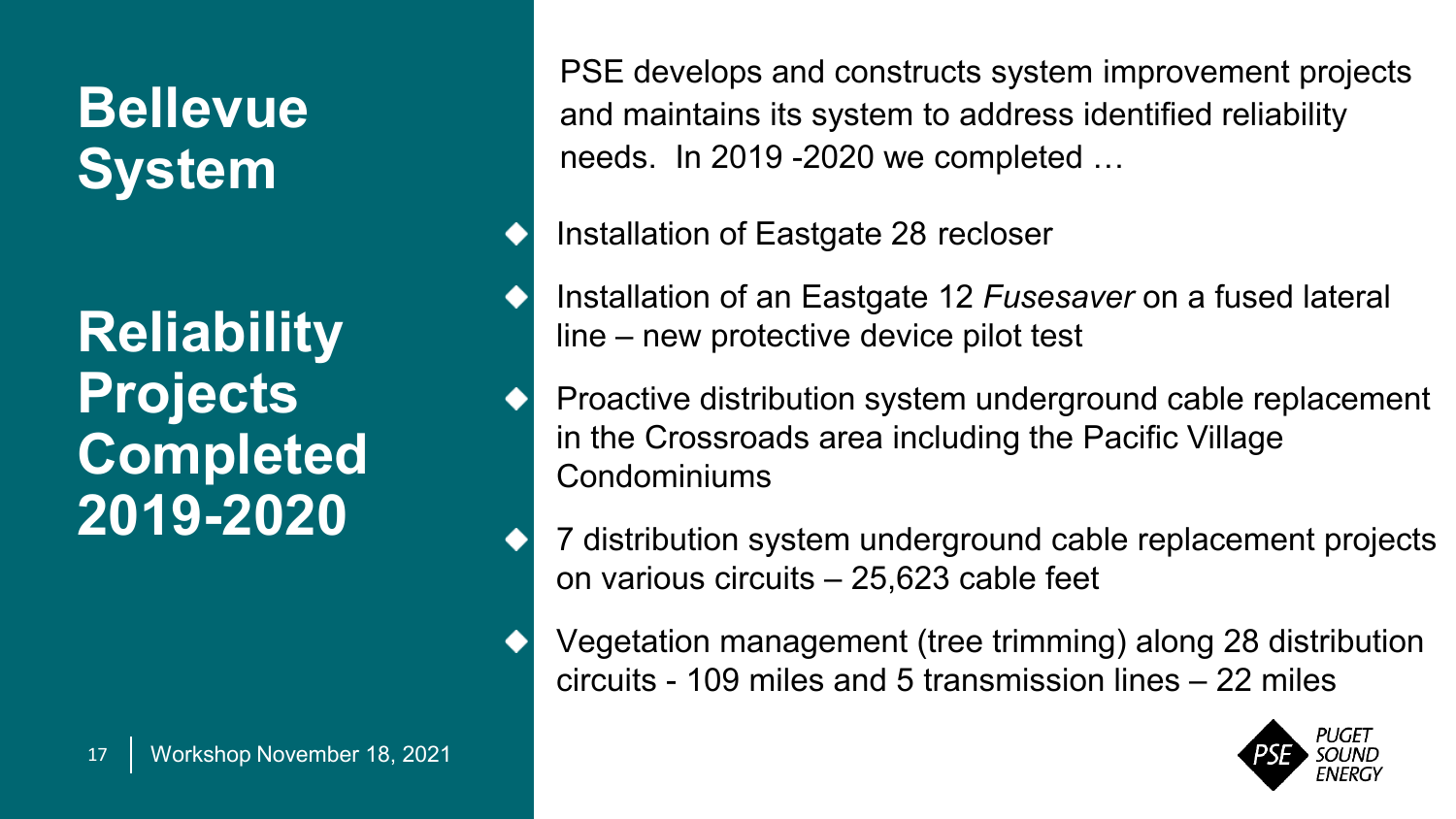# Bellevue System

# Reliability Projects Completed 2019-2020

PSE develops and constructs system improvement projects and maintains its system to address identified reliability needs. In 2019 -2020 we completed …

- Installation of Eastgate 28 recloser
- Installation of an Eastgate 12 *Fusesaver* on a fused lateral line – new protective device pilot test
- Proactive distribution system underground cable replacement in the Crossroads area including the Pacific Village Condominiums
- 7 distribution system underground cable replacement projects on various circuits – 25,623 cable feet
- Vegetation management (tree trimming) along 28 distribution circuits - 109 miles and 5 transmission lines – 22 miles

Workshop November 18, 2021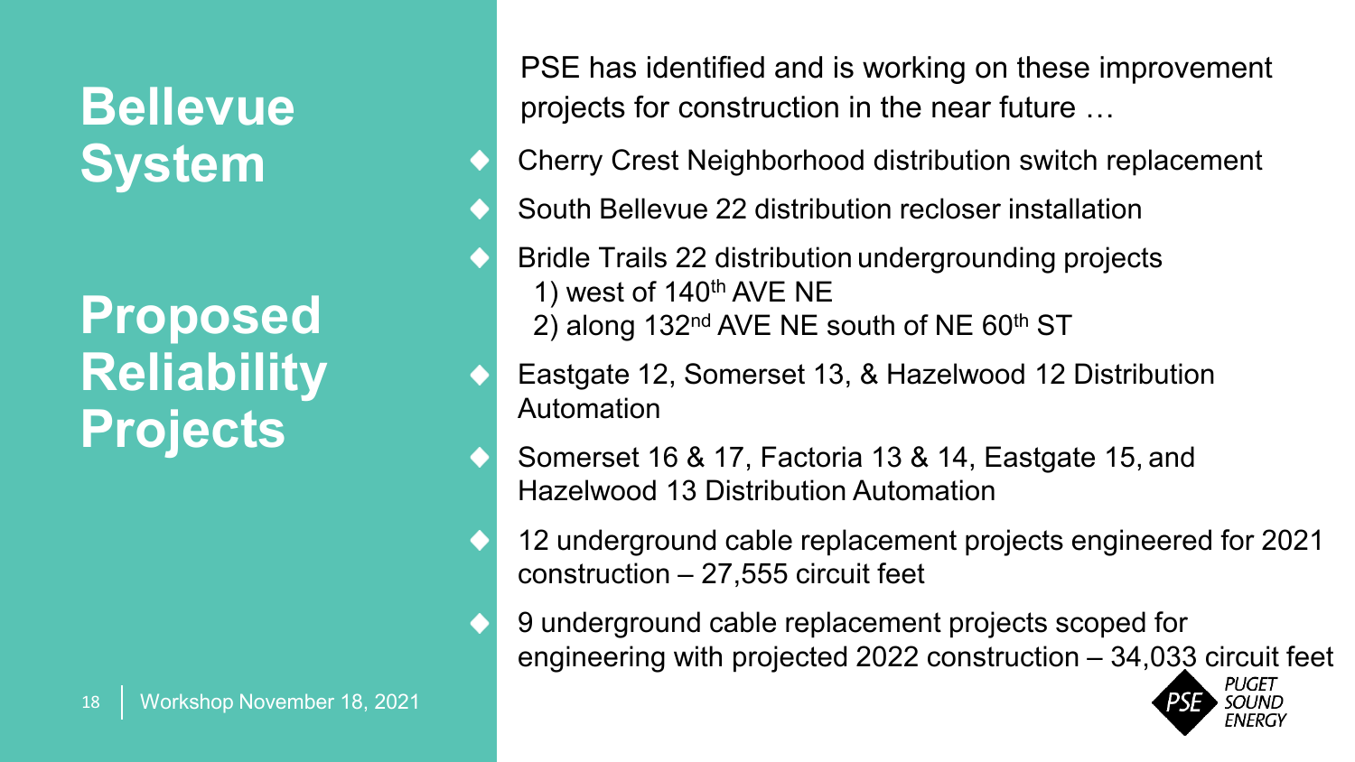# Bellevue System

## Proposed Reliability Projects

PSE has identified and is working on these improvement projects for construction in the near future …

- Cherry Crest Neighborhood distribution switch replacement
- South Bellevue 22 distribution recloser installation
- Bridle Trails 22 distribution undergrounding projects
  1) west of 140th AVE NE
  2) along 132nd AVE NE south of NE 60th ST
- Eastgate 12, Somerset 13, & Hazelwood 12 Distribution Automation
- Somerset 16 & 17, Factoria 13 & 14, Eastgate 15, and Hazelwood 13 Distribution Automation
- 12 underground cable replacement projects engineered for 2021 construction – 27,555 circuit feet
- 9 underground cable replacement projects scoped for engineering with projected 2022 construction – 34,033 circuit feet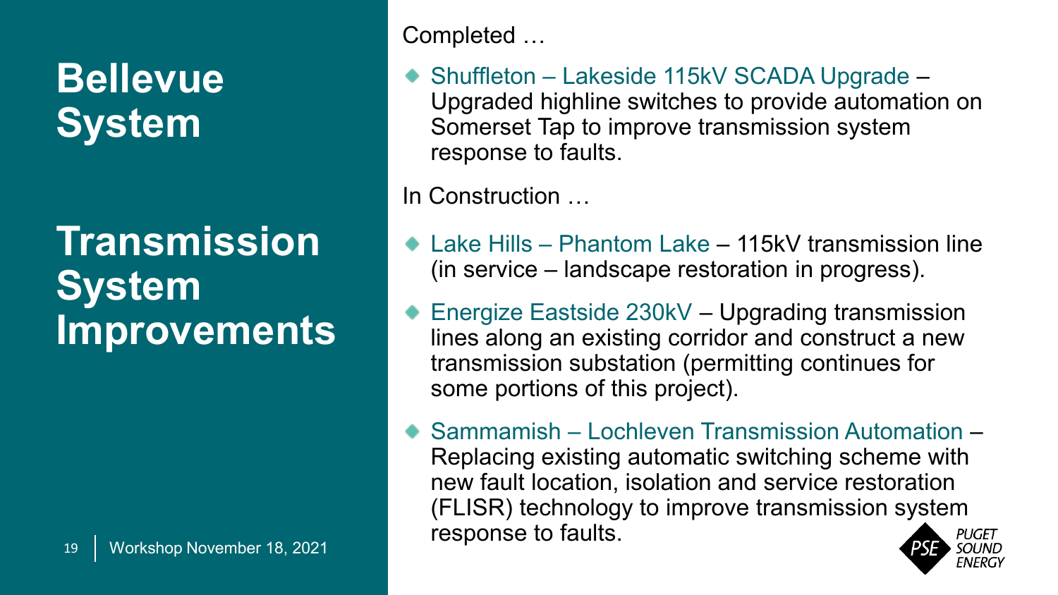# Bellevue System

# Transmission System Improvements

Completed …

- Shuffleton – Lakeside 115kV SCADA Upgrade – Upgraded highline switches to provide automation on Somerset Tap to improve transmission system response to faults.

In Construction …

- Lake Hills – Phantom Lake – 115kV transmission line (in service – landscape restoration in progress).
- Energize Eastside 230kV – Upgrading transmission lines along an existing corridor and construct a new transmission substation (permitting continues for some portions of this project).
- Sammamish – Lochleven Transmission Automation – Replacing existing automatic switching scheme with new fault location, isolation and service restoration (FLISR) technology to improve transmission system response to faults.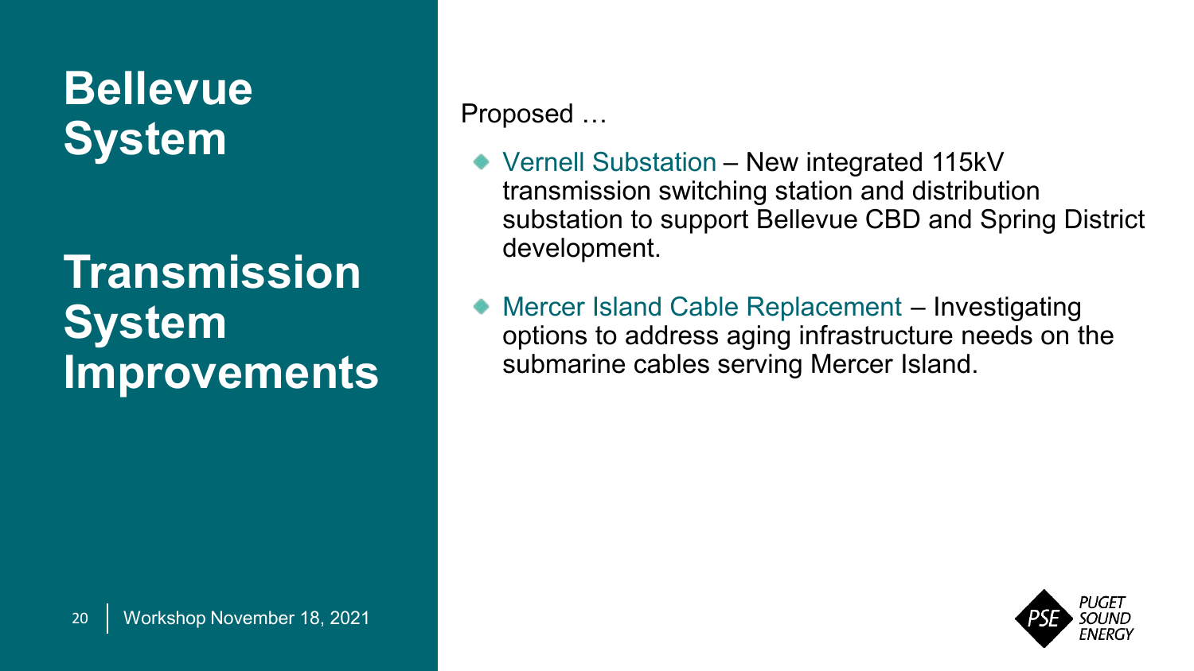# Bellevue System

## Transmission System Improvements

Proposed …

- Vernell Substation – New integrated 115kV transmission switching station and distribution substation to support Bellevue CBD and Spring District development.
- Mercer Island Cable Replacement – Investigating options to address aging infrastructure needs on the submarine cables serving Mercer Island.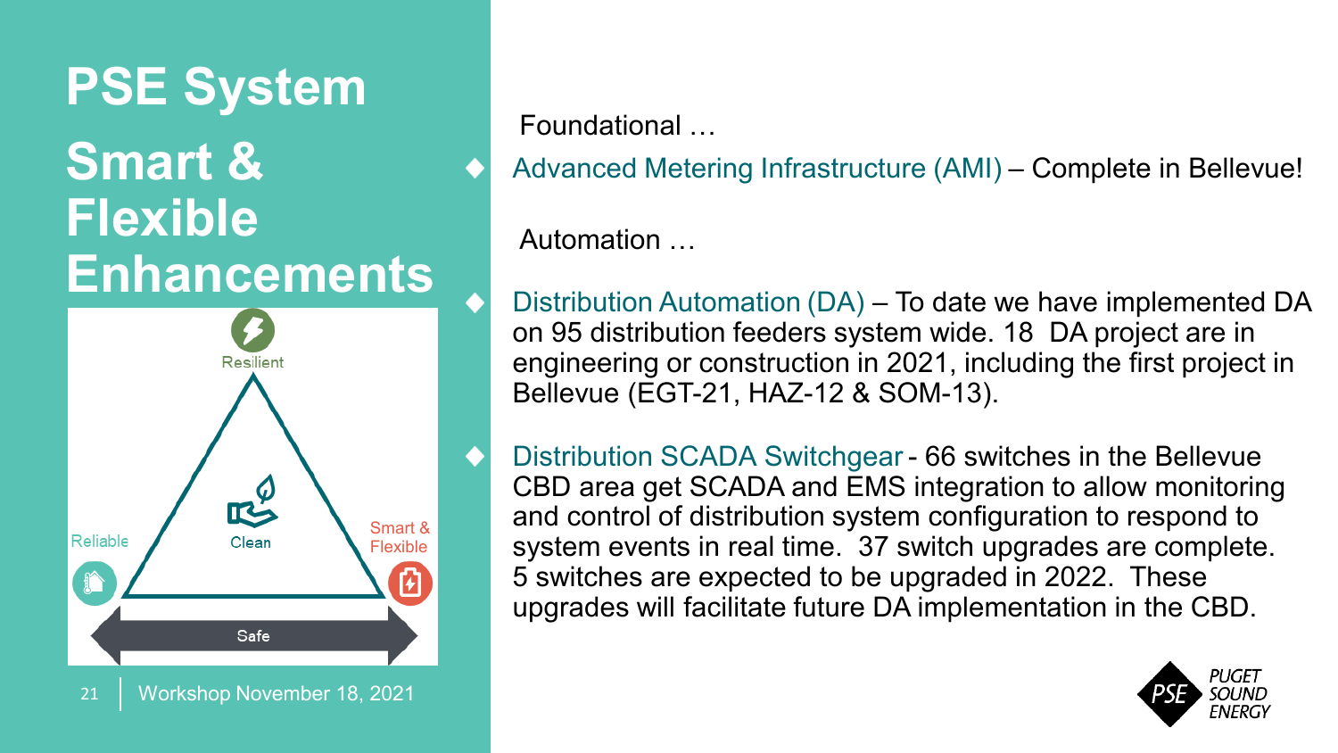# PSE System Smart & Flexible Enhancements

Resilient

Reliable

Clean

Smart & Flexible

Safe

Foundational …

- Advanced Metering Infrastructure (AMI) – Complete in Bellevue!

Automation …

- Distribution Automation (DA) – To date we have implemented DA on 95 distribution feeders system wide. 18 DA project are in engineering or construction in 2021, including the first project in Bellevue (EGT-21, HAZ-12 & SOM-13).
- Distribution SCADA Switchgear - 66 switches in the Bellevue CBD area get SCADA and EMS integration to allow monitoring and control of distribution system configuration to respond to system events in real time. 37 switch upgrades are complete. 5 switches are expected to be upgraded in 2022. These upgrades will facilitate future DA implementation in the CBD.

Workshop November 18, 2021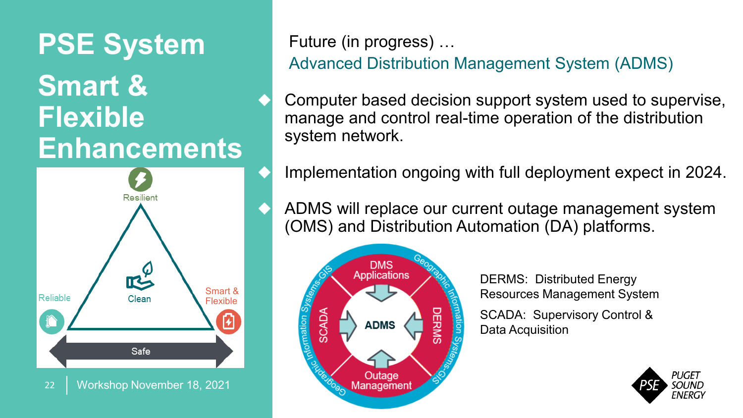# PSE System Smart & Flexible Enhancements

Resilient

Reliable

Clean

Smart & Flexible

Safe

Future (in progress) …

## Advanced Distribution Management System (ADMS)

- Computer based decision support system used to supervise, manage and control real-time operation of the distribution system network.
- Implementation ongoing with full deployment expect in 2024.
- ADMS will replace our current outage management system (OMS) and Distribution Automation (DA) platforms.

ADMS

DMS Applications

SCADA

DERMS

Outage Management

Geographic Information Systems-GIS

DERMS: Distributed Energy Resources Management System

SCADA: Supervisory Control & Data Acquisition

Workshop November 18, 2021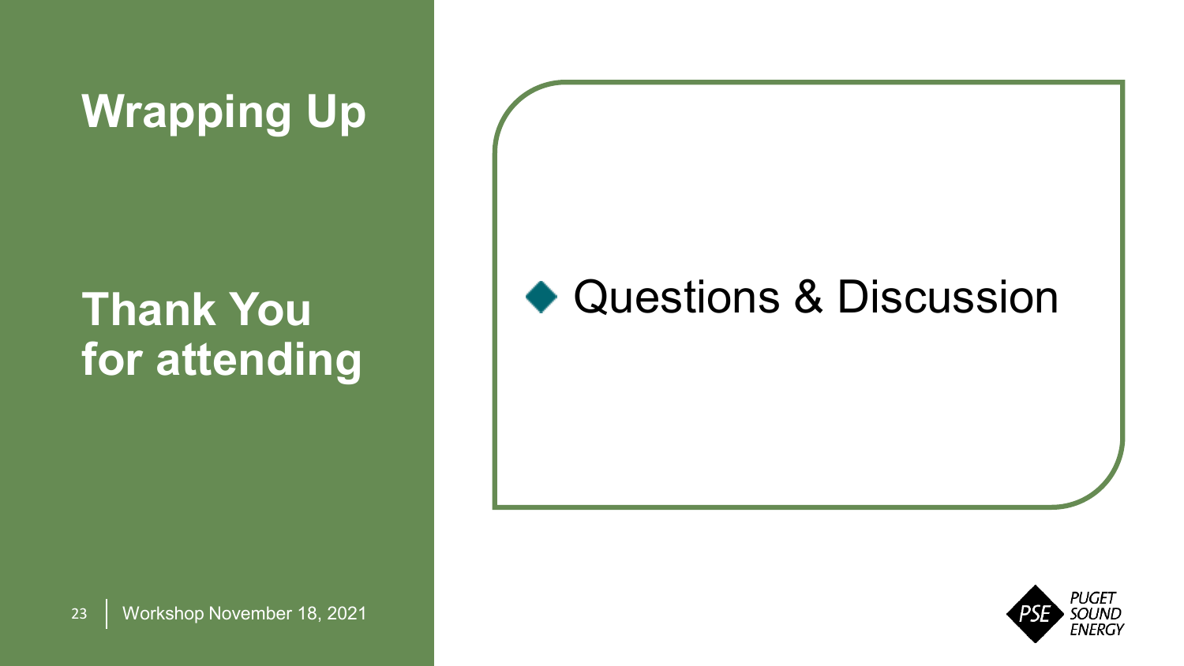# Wrapping Up

## Thank You for attending

- Questions & Discussion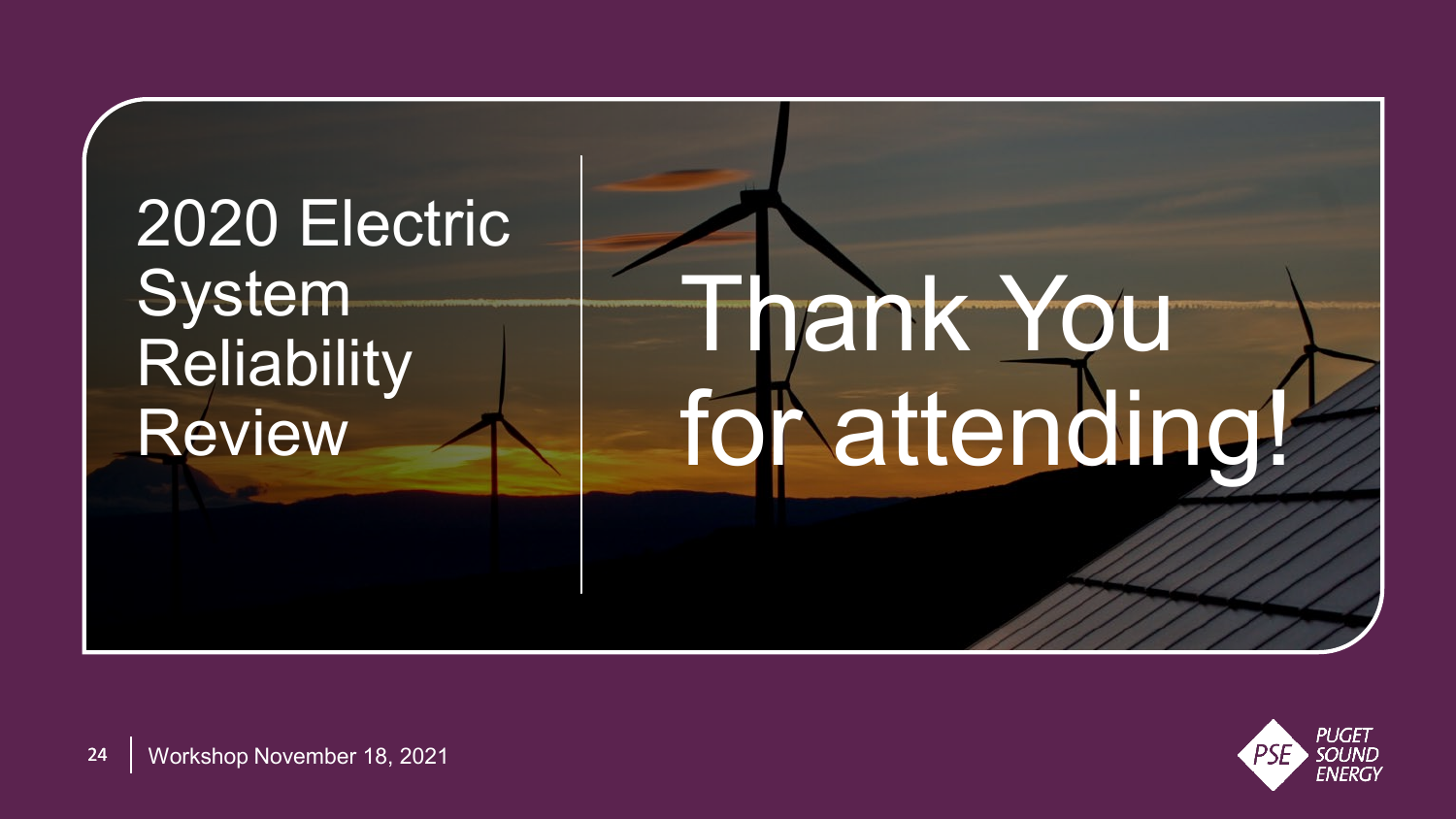# 2020 Electric System Reliability Review

# Thank You for attending!